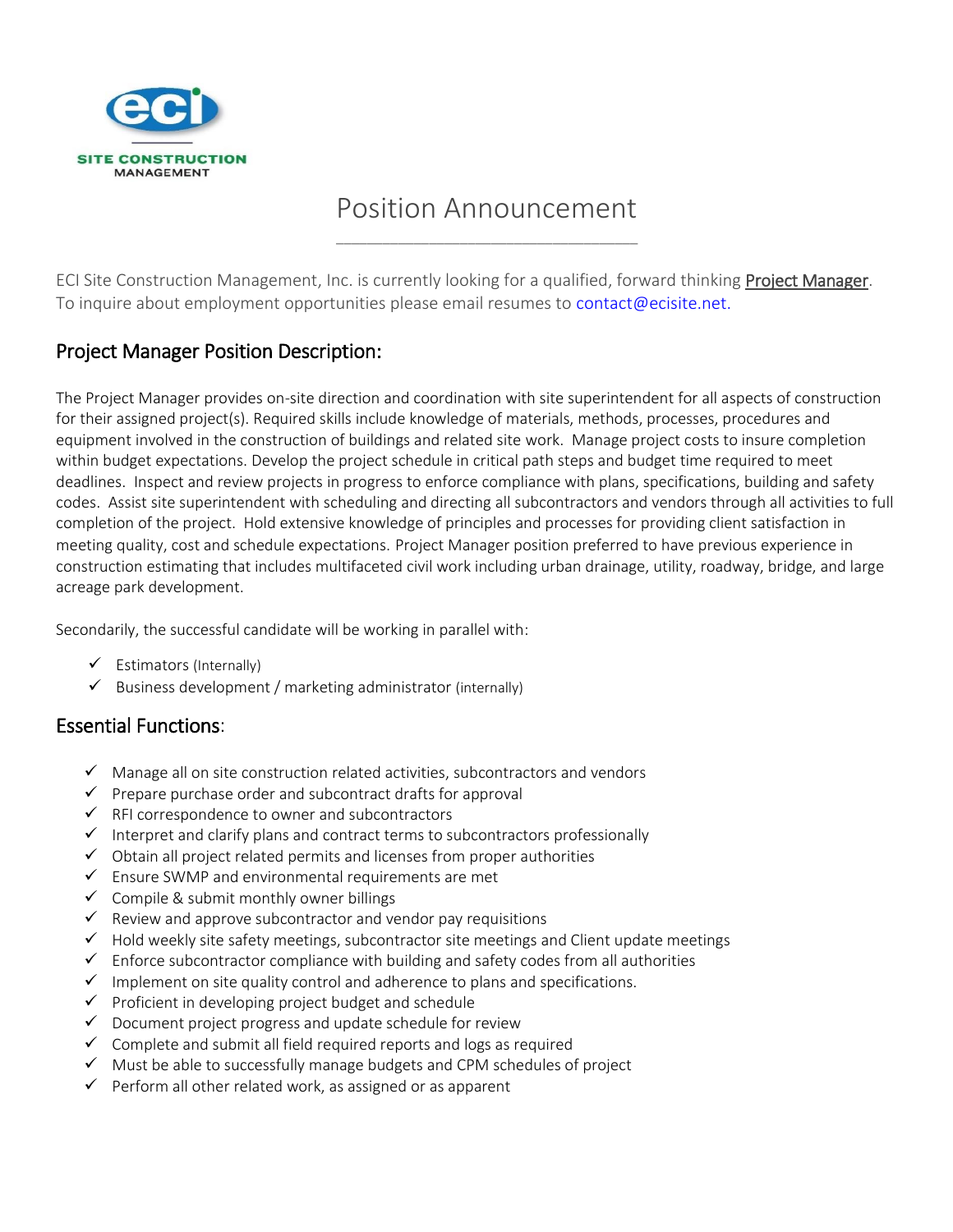ECI SITE CONSTRUCTION MANAGEMENT

# Position Announcement

ECI Site Construction Management, Inc. is currently looking for a qualified, forward thinking **Project Manager**. To inquire about employment opportunities please email resumes to contact@ecisite.net.

## Project Manager Position Description:

The Project Manager provides on-site direction and coordination with site superintendent for all aspects of construction for their assigned project(s). Required skills include knowledge of materials, methods, processes, procedures and equipment involved in the construction of buildings and related site work. Manage project costs to insure completion within budget expectations. Develop the project schedule in critical path steps and budget time required to meet deadlines. Inspect and review projects in progress to enforce compliance with plans, specifications, building and safety codes. Assist site superintendent with scheduling and directing all subcontractors and vendors through all activities to full completion of the project. Hold extensive knowledge of principles and processes for providing client satisfaction in meeting quality, cost and schedule expectations. Project Manager position preferred to have previous experience in construction estimating that includes multifaceted civil work including urban drainage, utility, roadway, bridge, and large acreage park development.

Secondarily, the successful candidate will be working in parallel with:

- ✓ Estimators (Internally)
- ✓ Business development / marketing administrator (internally)

## Essential Functions:

- ✓ Manage all on site construction related activities, subcontractors and vendors
- ✓ Prepare purchase order and subcontract drafts for approval
- ✓ RFI correspondence to owner and subcontractors
- ✓ Interpret and clarify plans and contract terms to subcontractors professionally
- ✓ Obtain all project related permits and licenses from proper authorities
- ✓ Ensure SWMP and environmental requirements are met
- ✓ Compile & submit monthly owner billings
- ✓ Review and approve subcontractor and vendor pay requisitions
- ✓ Hold weekly site safety meetings, subcontractor site meetings and Client update meetings
- ✓ Enforce subcontractor compliance with building and safety codes from all authorities
- ✓ Implement on site quality control and adherence to plans and specifications.
- ✓ Proficient in developing project budget and schedule
- ✓ Document project progress and update schedule for review
- ✓ Complete and submit all field required reports and logs as required
- ✓ Must be able to successfully manage budgets and CPM schedules of project
- ✓ Perform all other related work, as assigned or as apparent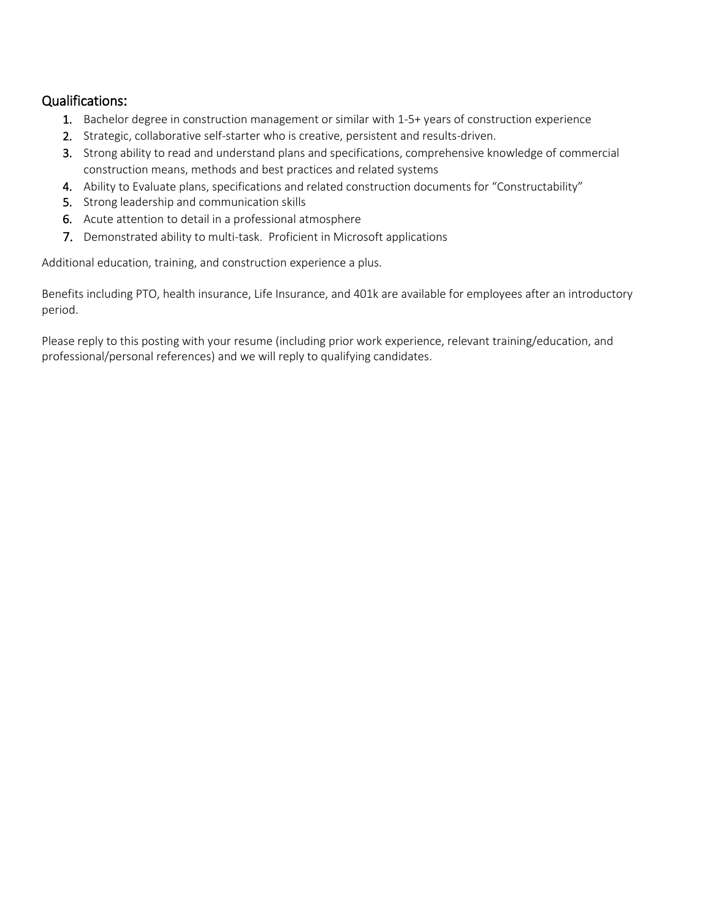## Qualifications:

1. Bachelor degree in construction management or similar with 1-5+ years of construction experience
2. Strategic, collaborative self-starter who is creative, persistent and results-driven.
3. Strong ability to read and understand plans and specifications, comprehensive knowledge of commercial construction means, methods and best practices and related systems
4. Ability to Evaluate plans, specifications and related construction documents for "Constructability"
5. Strong leadership and communication skills
6. Acute attention to detail in a professional atmosphere
7. Demonstrated ability to multi-task. Proficient in Microsoft applications

Additional education, training, and construction experience a plus.

Benefits including PTO, health insurance, Life Insurance, and 401k are available for employees after an introductory period.

Please reply to this posting with your resume (including prior work experience, relevant training/education, and professional/personal references) and we will reply to qualifying candidates.